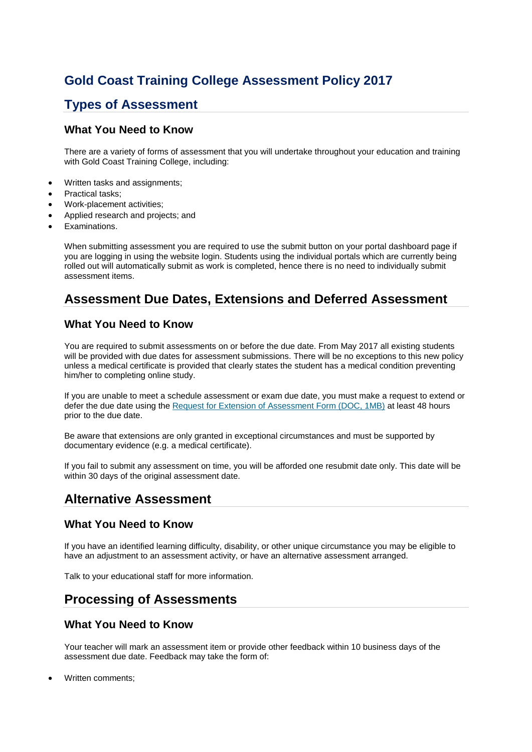# Gold Coast Training College Assessment Policy 2017

## Types of Assessment

### What You Need to Know

There are a variety of forms of assessment that you will undertake throughout your education and training with Gold Coast Training College, including:

- Written tasks and assignments;
- Practical tasks;
- Work-placement activities;
- Applied research and projects; and
- Examinations.

When submitting assessment you are required to use the submit button on your portal dashboard page if you are logging in using the website login. Students using the individual portals which are currently being rolled out will automatically submit as work is completed, hence there is no need to individually submit assessment items.

## Assessment Due Dates, Extensions and Deferred Assessment

### What You Need to Know

You are required to submit assessments on or before the due date. From May 2017 all existing students will be provided with due dates for assessment submissions. There will be no exceptions to this new policy unless a medical certificate is provided that clearly states the student has a medical condition preventing him/her to completing online study.

If you are unable to meet a schedule assessment or exam due date, you must make a request to extend or defer the due date using the [Request for Extension of Assessment Form (DOC, 1MB)] at least 48 hours prior to the due date.

Be aware that extensions are only granted in exceptional circumstances and must be supported by documentary evidence (e.g. a medical certificate).

If you fail to submit any assessment on time, you will be afforded one resubmit date only. This date will be within 30 days of the original assessment date.

## Alternative Assessment

### What You Need to Know

If you have an identified learning difficulty, disability, or other unique circumstance you may be eligible to have an adjustment to an assessment activity, or have an alternative assessment arranged.

Talk to your educational staff for more information.

## Processing of Assessments

### What You Need to Know

Your teacher will mark an assessment item or provide other feedback within 10 business days of the assessment due date. Feedback may take the form of:

- Written comments;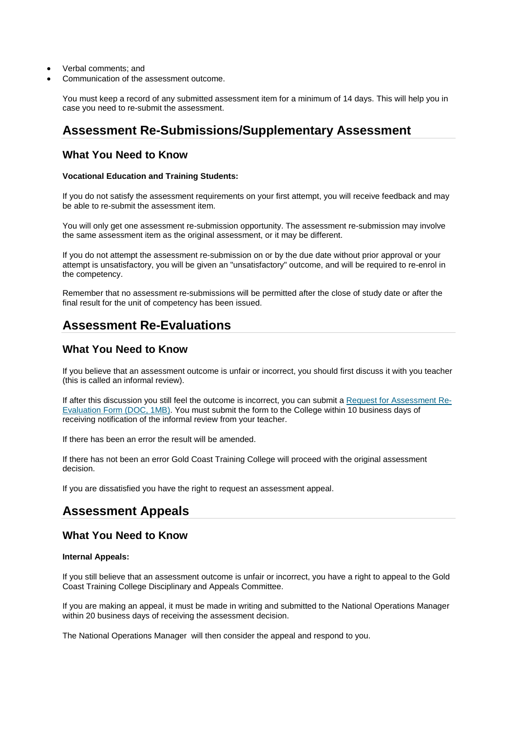- Verbal comments; and
- Communication of the assessment outcome.

You must keep a record of any submitted assessment item for a minimum of 14 days. This will help you in case you need to re-submit the assessment.

# Assessment Re-Submissions/Supplementary Assessment

## What You Need to Know

**Vocational Education and Training Students:**

If you do not satisfy the assessment requirements on your first attempt, you will receive feedback and may be able to re-submit the assessment item.

You will only get one assessment re-submission opportunity. The assessment re-submission may involve the same assessment item as the original assessment, or it may be different.

If you do not attempt the assessment re-submission on or by the due date without prior approval or your attempt is unsatisfactory, you will be given an "unsatisfactory" outcome, and will be required to re-enrol in the competency.

Remember that no assessment re-submissions will be permitted after the close of study date or after the final result for the unit of competency has been issued.

# Assessment Re-Evaluations

## What You Need to Know

If you believe that an assessment outcome is unfair or incorrect, you should first discuss it with you teacher (this is called an informal review).

If after this discussion you still feel the outcome is incorrect, you can submit a Request for Assessment Re-Evaluation Form (DOC, 1MB). You must submit the form to the College within 10 business days of receiving notification of the informal review from your teacher.

If there has been an error the result will be amended.

If there has not been an error Gold Coast Training College will proceed with the original assessment decision.

If you are dissatisfied you have the right to request an assessment appeal.

# Assessment Appeals

## What You Need to Know

**Internal Appeals:**

If you still believe that an assessment outcome is unfair or incorrect, you have a right to appeal to the Gold Coast Training College Disciplinary and Appeals Committee.

If you are making an appeal, it must be made in writing and submitted to the National Operations Manager within 20 business days of receiving the assessment decision.

The National Operations Manager will then consider the appeal and respond to you.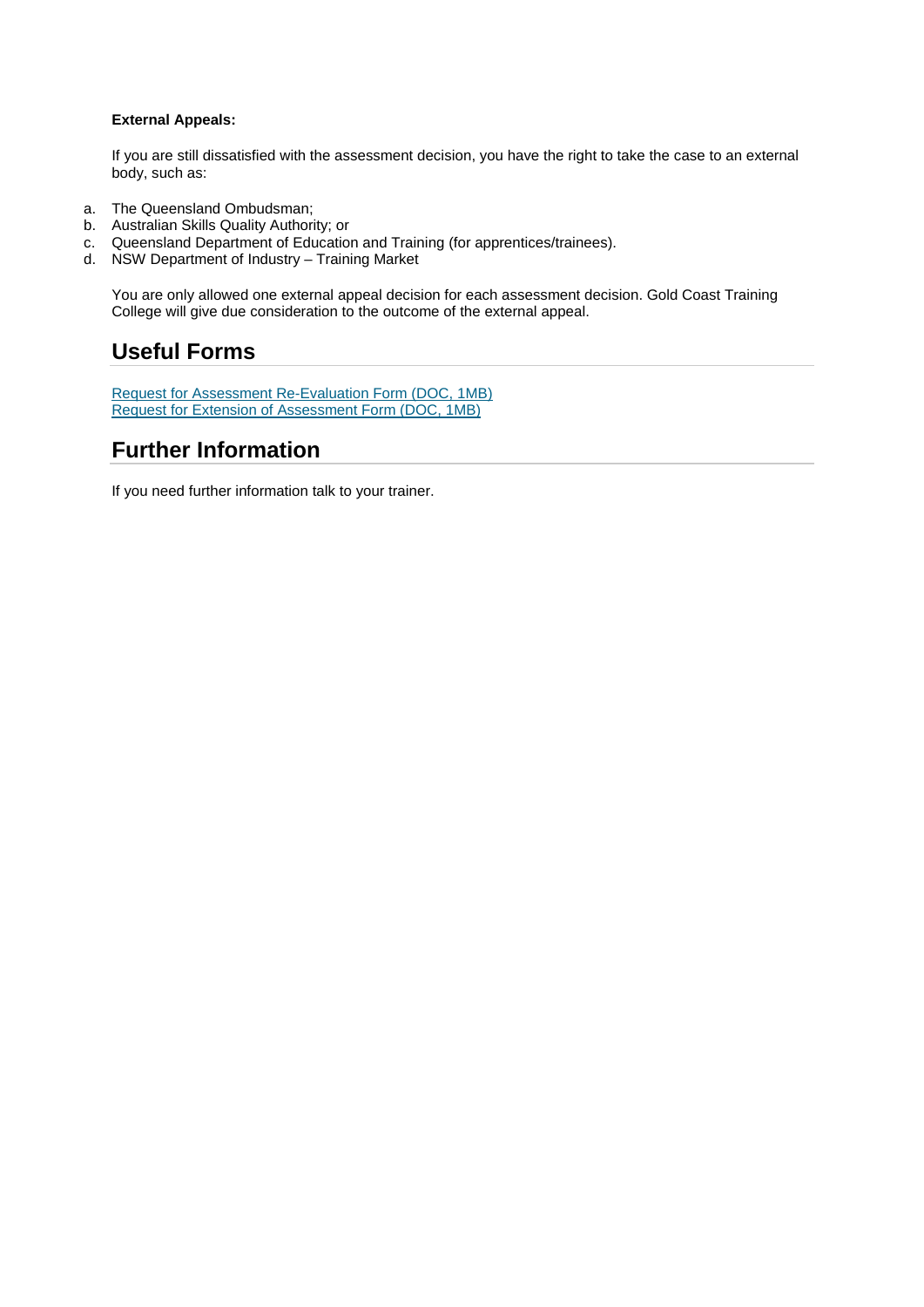**External Appeals:**

If you are still dissatisfied with the assessment decision, you have the right to take the case to an external body, such as:

a. The Queensland Ombudsman;
b. Australian Skills Quality Authority; or
c. Queensland Department of Education and Training (for apprentices/trainees).
d. NSW Department of Industry – Training Market

You are only allowed one external appeal decision for each assessment decision. Gold Coast Training College will give due consideration to the outcome of the external appeal.

## Useful Forms

Request for Assessment Re-Evaluation Form (DOC, 1MB)
Request for Extension of Assessment Form (DOC, 1MB)

## Further Information

If you need further information talk to your trainer.